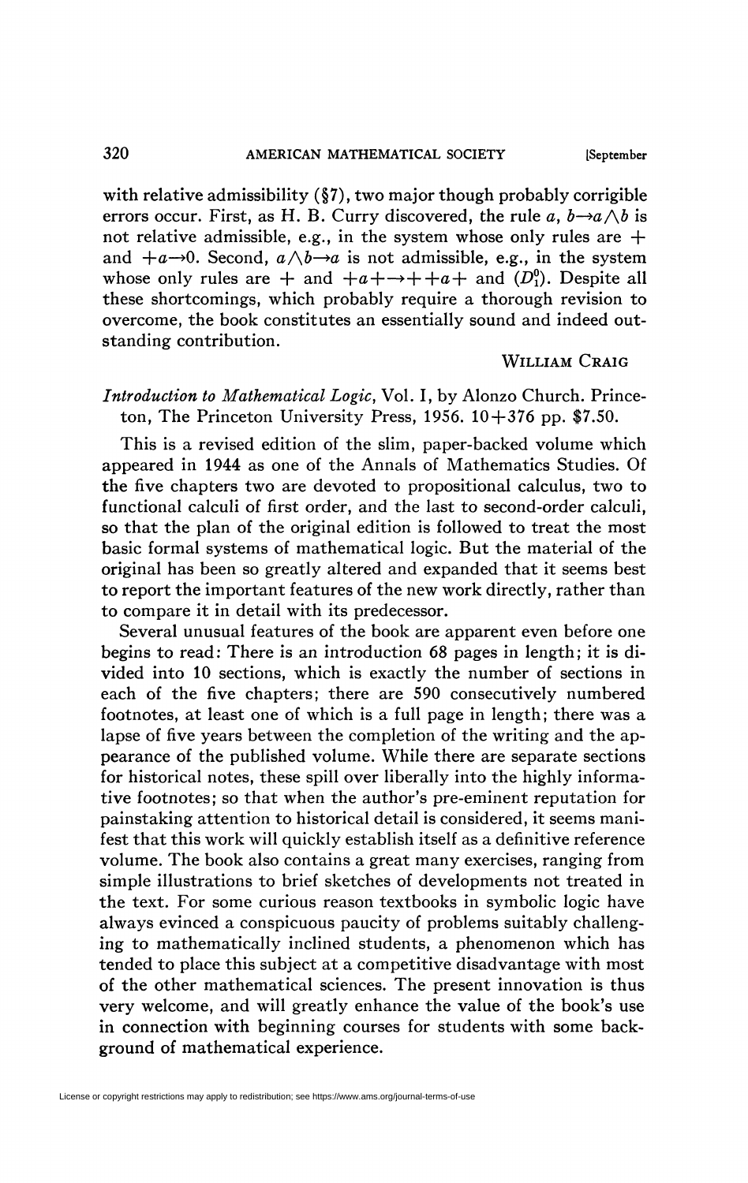with relative admissibility (§7), two major though probably corrigible errors occur. First, as H. B. Curry discovered, the rule $a, b \rightarrow a \wedge b$ is not relative admissible, e.g., in the system whose only rules are $+$ and $+a \rightarrow 0$. Second, $a \wedge b \rightarrow a$ is not admissible, e.g., in the system whose only rules are $+$ and $+a+ \rightarrow ++a+$ and $(D_1^0)$. Despite all these shortcomings, which probably require a thorough revision to overcome, the book constitutes an essentially sound and indeed outstanding contribution.

WILLIAM CRAIG

*Introduction to Mathematical Logic*, Vol. I, by Alonzo Church. Princeton, The Princeton University Press, 1956. 10+376 pp. \$7.50.

This is a revised edition of the slim, paper-backed volume which appeared in 1944 as one of the Annals of Mathematics Studies. Of the five chapters two are devoted to propositional calculus, two to functional calculi of first order, and the last to second-order calculi, so that the plan of the original edition is followed to treat the most basic formal systems of mathematical logic. But the material of the original has been so greatly altered and expanded that it seems best to report the important features of the new work directly, rather than to compare it in detail with its predecessor.

Several unusual features of the book are apparent even before one begins to read: There is an introduction 68 pages in length; it is divided into 10 sections, which is exactly the number of sections in each of the five chapters; there are 590 consecutively numbered footnotes, at least one of which is a full page in length; there was a lapse of five years between the completion of the writing and the appearance of the published volume. While there are separate sections for historical notes, these spill over liberally into the highly informative footnotes; so that when the author's pre-eminent reputation for painstaking attention to historical detail is considered, it seems manifest that this work will quickly establish itself as a definitive reference volume. The book also contains a great many exercises, ranging from simple illustrations to brief sketches of developments not treated in the text. For some curious reason textbooks in symbolic logic have always evinced a conspicuous paucity of problems suitably challenging to mathematically inclined students, a phenomenon which has tended to place this subject at a competitive disadvantage with most of the other mathematical sciences. The present innovation is thus very welcome, and will greatly enhance the value of the book's use in connection with beginning courses for students with some background of mathematical experience.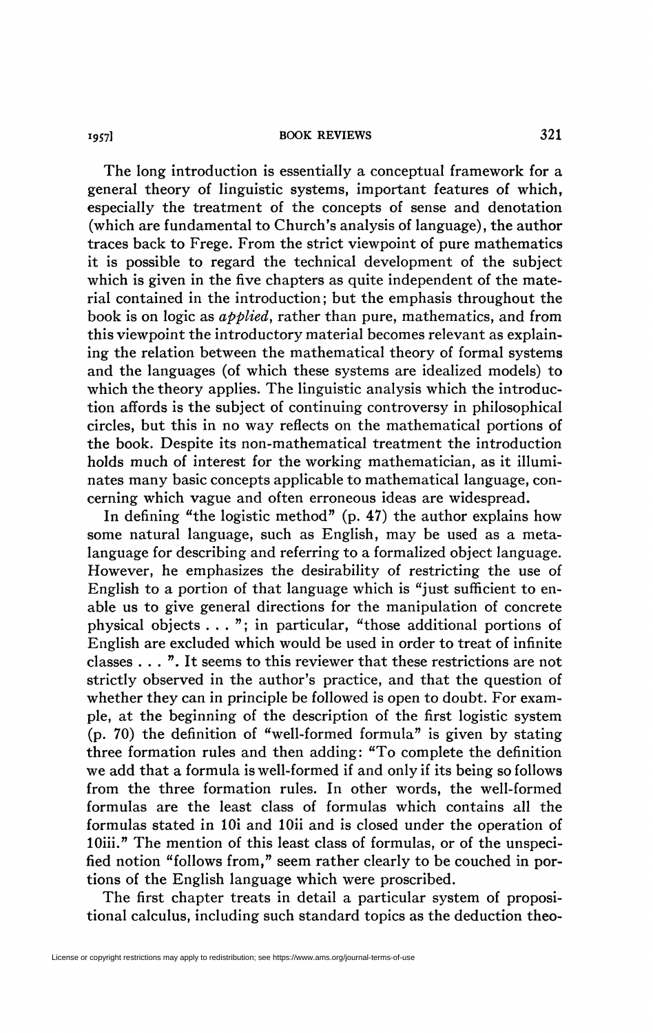The long introduction is essentially a conceptual framework for a general theory of linguistic systems, important features of which, especially the treatment of the concepts of sense and denotation (which are fundamental to Church's analysis of language), the author traces back to Frege. From the strict viewpoint of pure mathematics it is possible to regard the technical development of the subject which is given in the five chapters as quite independent of the material contained in the introduction; but the emphasis throughout the book is on logic as *applied*, rather than pure, mathematics, and from this viewpoint the introductory material becomes relevant as explaining the relation between the mathematical theory of formal systems and the languages (of which these systems are idealized models) to which the theory applies. The linguistic analysis which the introduction affords is the subject of continuing controversy in philosophical circles, but this in no way reflects on the mathematical portions of the book. Despite its non-mathematical treatment the introduction holds much of interest for the working mathematician, as it illuminates many basic concepts applicable to mathematical language, concerning which vague and often erroneous ideas are widespread.

In defining "the logistic method" (p. 47) the author explains how some natural language, such as English, may be used as a metalanguage for describing and referring to a formalized object language. However, he emphasizes the desirability of restricting the use of English to a portion of that language which is "just sufficient to enable us to give general directions for the manipulation of concrete physical objects . . . "; in particular, "those additional portions of English are excluded which would be used in order to treat of infinite classes . . . ". It seems to this reviewer that these restrictions are not strictly observed in the author's practice, and that the question of whether they can in principle be followed is open to doubt. For example, at the beginning of the description of the first logistic system (p. 70) the definition of "well-formed formula" is given by stating three formation rules and then adding: "To complete the definition we add that a formula is well-formed if and only if its being so follows from the three formation rules. In other words, the well-formed formulas are the least class of formulas which contains all the formulas stated in 10i and 10ii and is closed under the operation of 10iii." The mention of this least class of formulas, or of the unspecified notion "follows from," seem rather clearly to be couched in portions of the English language which were proscribed.

The first chapter treats in detail a particular system of propositional calculus, including such standard topics as the deduction theo-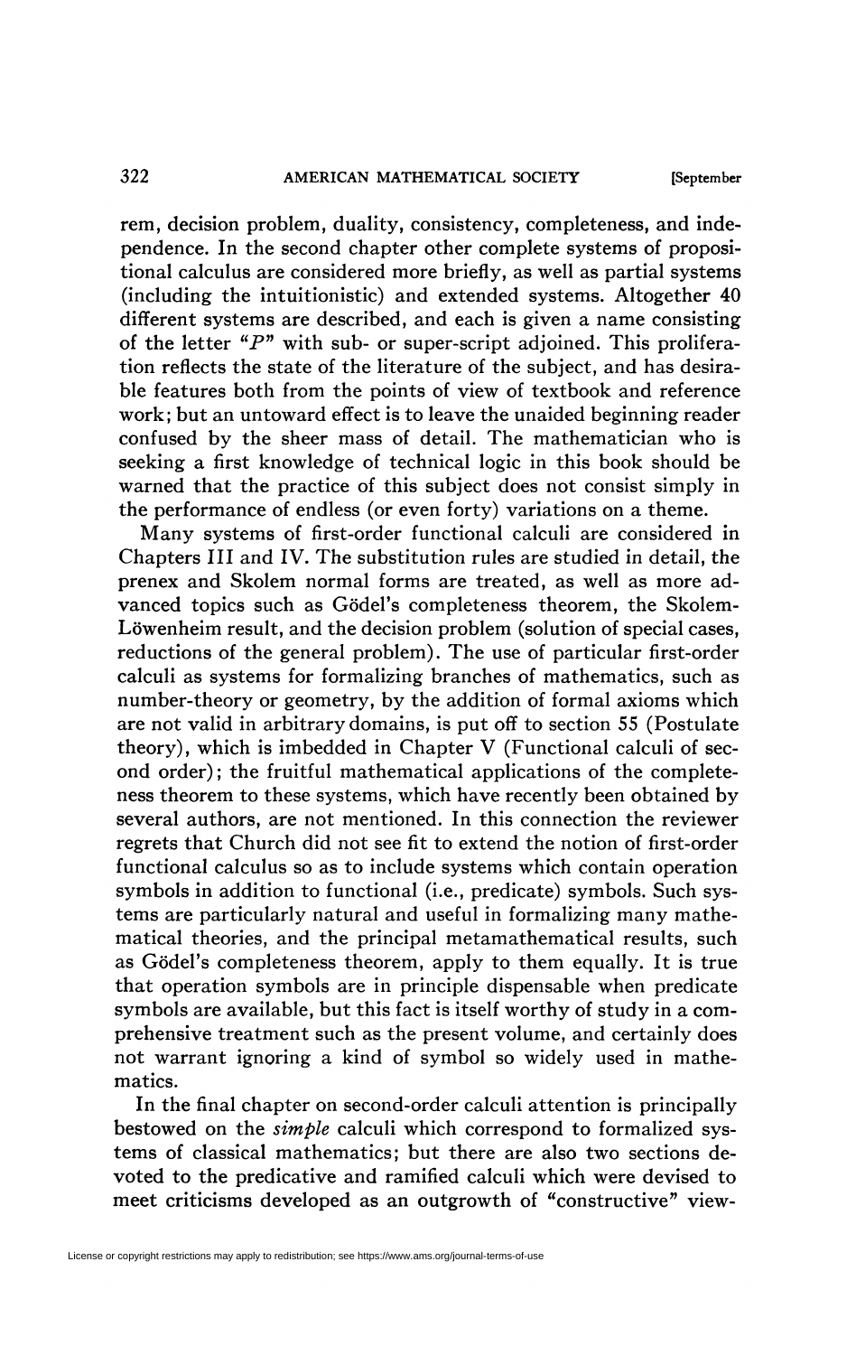rem, decision problem, duality, consistency, completeness, and independence. In the second chapter other complete systems of propositional calculus are considered more briefly, as well as partial systems (including the intuitionistic) and extended systems. Altogether 40 different systems are described, and each is given a name consisting of the letter "$P$" with sub- or super-script adjoined. This proliferation reflects the state of the literature of the subject, and has desirable features both from the points of view of textbook and reference work; but an untoward effect is to leave the unaided beginning reader confused by the sheer mass of detail. The mathematician who is seeking a first knowledge of technical logic in this book should be warned that the practice of this subject does not consist simply in the performance of endless (or even forty) variations on a theme.

Many systems of first-order functional calculi are considered in Chapters III and IV. The substitution rules are studied in detail, the prenex and Skolem normal forms are treated, as well as more advanced topics such as Gödel's completeness theorem, the Skolem-Löwenheim result, and the decision problem (solution of special cases, reductions of the general problem). The use of particular first-order calculi as systems for formalizing branches of mathematics, such as number-theory or geometry, by the addition of formal axioms which are not valid in arbitrary domains, is put off to section 55 (Postulate theory), which is imbedded in Chapter V (Functional calculi of second order); the fruitful mathematical applications of the completeness theorem to these systems, which have recently been obtained by several authors, are not mentioned. In this connection the reviewer regrets that Church did not see fit to extend the notion of first-order functional calculus so as to include systems which contain operation symbols in addition to functional (i.e., predicate) symbols. Such systems are particularly natural and useful in formalizing many mathematical theories, and the principal metamathematical results, such as Gödel's completeness theorem, apply to them equally. It is true that operation symbols are in principle dispensable when predicate symbols are available, but this fact is itself worthy of study in a comprehensive treatment such as the present volume, and certainly does not warrant ignoring a kind of symbol so widely used in mathematics.

In the final chapter on second-order calculi attention is principally bestowed on the *simple* calculi which correspond to formalized systems of classical mathematics; but there are also two sections devoted to the predicative and ramified calculi which were devised to meet criticisms developed as an outgrowth of "constructive" view-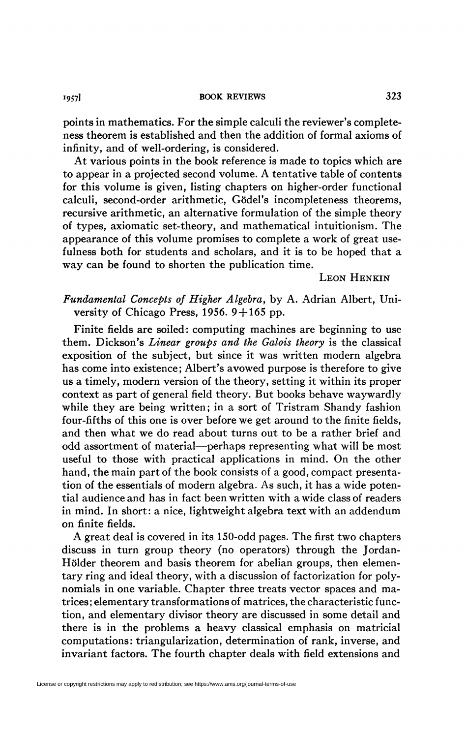points in mathematics. For the simple calculi the reviewer's completeness theorem is established and then the addition of formal axioms of infinity, and of well-ordering, is considered.

At various points in the book reference is made to topics which are to appear in a projected second volume. A tentative table of contents for this volume is given, listing chapters on higher-order functional calculi, second-order arithmetic, Gödel's incompleteness theorems, recursive arithmetic, an alternative formulation of the simple theory of types, axiomatic set-theory, and mathematical intuitionism. The appearance of this volume promises to complete a work of great usefulness both for students and scholars, and it is to be hoped that a way can be found to shorten the publication time.

LEON HENKIN

*Fundamental Concepts of Higher Algebra*, by A. Adrian Albert, University of Chicago Press, 1956. 9+165 pp.

Finite fields are soiled: computing machines are beginning to use them. Dickson's *Linear groups and the Galois theory* is the classical exposition of the subject, but since it was written modern algebra has come into existence; Albert's avowed purpose is therefore to give us a timely, modern version of the theory, setting it within its proper context as part of general field theory. But books behave waywardly while they are being written; in a sort of Tristram Shandy fashion four-fifths of this one is over before we get around to the finite fields, and then what we do read about turns out to be a rather brief and odd assortment of material—perhaps representing what will be most useful to those with practical applications in mind. On the other hand, the main part of the book consists of a good, compact presentation of the essentials of modern algebra. As such, it has a wide potential audience and has in fact been written with a wide class of readers in mind. In short: a nice, lightweight algebra text with an addendum on finite fields.

A great deal is covered in its 150-odd pages. The first two chapters discuss in turn group theory (no operators) through the Jordan-Hölder theorem and basis theorem for abelian groups, then elementary ring and ideal theory, with a discussion of factorization for polynomials in one variable. Chapter three treats vector spaces and matrices; elementary transformations of matrices, the characteristic function, and elementary divisor theory are discussed in some detail and there is in the problems a heavy classical emphasis on matricial computations: triangularization, determination of rank, inverse, and invariant factors. The fourth chapter deals with field extensions and